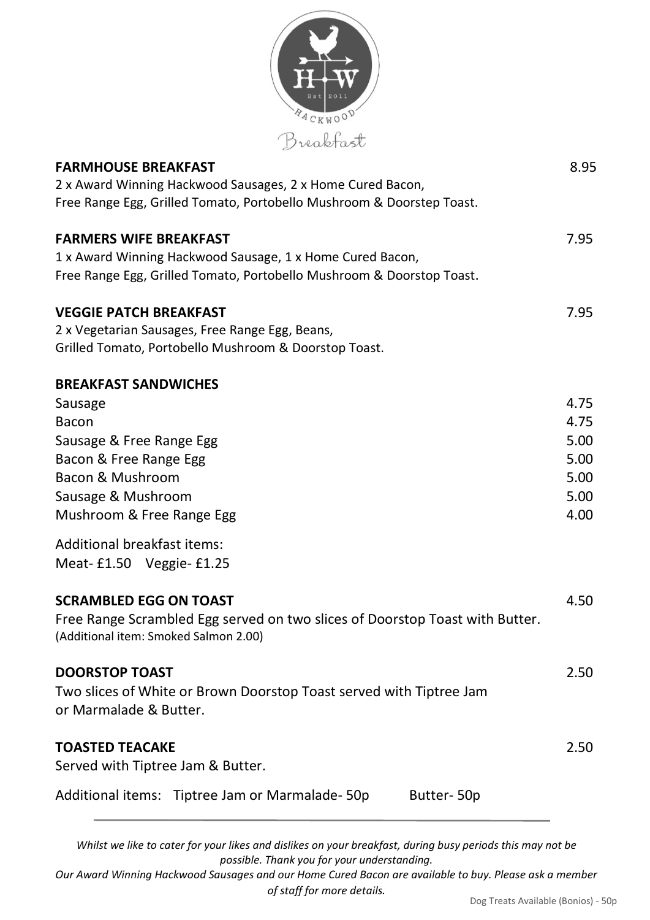# Breakfast

**FARMHOUSE BREAKFAST** 8.95

2 x Award Winning Hackwood Sausages, 2 x Home Cured Bacon, Free Range Egg, Grilled Tomato, Portobello Mushroom & Doorstep Toast.

**FARMERS WIFE BREAKFAST** 7.95

1 x Award Winning Hackwood Sausage, 1 x Home Cured Bacon, Free Range Egg, Grilled Tomato, Portobello Mushroom & Doorstop Toast.

**VEGGIE PATCH BREAKFAST** 7.95

2 x Vegetarian Sausages, Free Range Egg, Beans, Grilled Tomato, Portobello Mushroom & Doorstop Toast.

**BREAKFAST SANDWICHES**

| | |
|---|---|
| Sausage | 4.75 |
| Bacon | 4.75 |
| Sausage & Free Range Egg | 5.00 |
| Bacon & Free Range Egg | 5.00 |
| Bacon & Mushroom | 5.00 |
| Sausage & Mushroom | 5.00 |
| Mushroom & Free Range Egg | 4.00 |

Additional breakfast items:
Meat- £1.50 Veggie- £1.25

**SCRAMBLED EGG ON TOAST** 4.50

Free Range Scrambled Egg served on two slices of Doorstop Toast with Butter.
(Additional item: Smoked Salmon 2.00)

**DOORSTOP TOAST** 2.50

Two slices of White or Brown Doorstop Toast served with Tiptree Jam or Marmalade & Butter.

**TOASTED TEACAKE** 2.50

Served with Tiptree Jam & Butter.

Additional items: Tiptree Jam or Marmalade- 50p Butter- 50p

---

*Whilst we like to cater for your likes and dislikes on your breakfast, during busy periods this may not be possible. Thank you for your understanding.*
*Our Award Winning Hackwood Sausages and our Home Cured Bacon are available to buy. Please ask a member of staff for more details.*

Dog Treats Available (Bonios) - 50p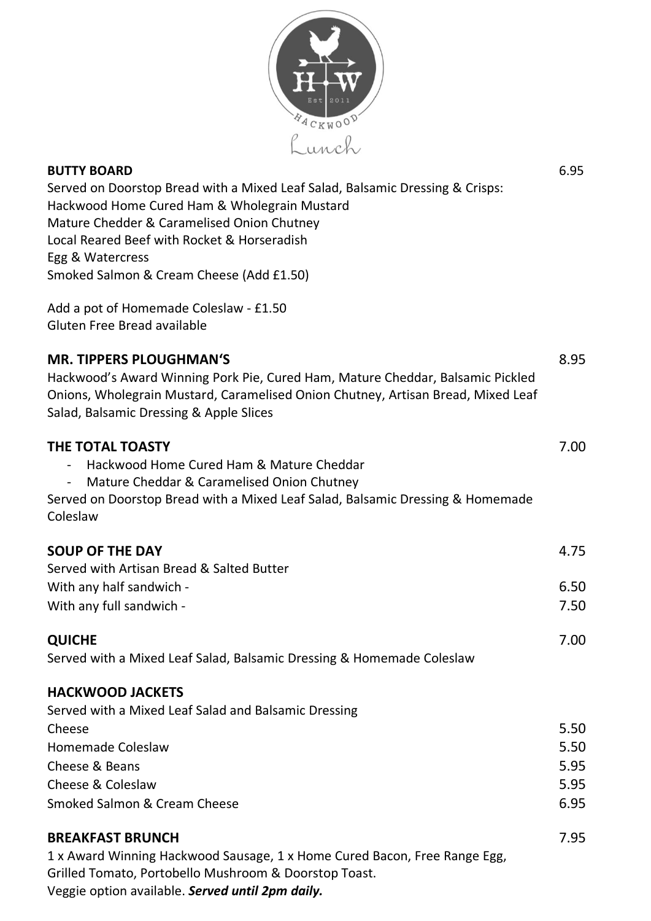HACKWOOD Est 2011

# Lunch

## BUTTY BOARD — 6.95

Served on Doorstop Bread with a Mixed Leaf Salad, Balsamic Dressing & Crisps:
Hackwood Home Cured Ham & Wholegrain Mustard
Mature Chedder & Caramelised Onion Chutney
Local Reared Beef with Rocket & Horseradish
Egg & Watercress
Smoked Salmon & Cream Cheese (Add £1.50)

Add a pot of Homemade Coleslaw - £1.50
Gluten Free Bread available

## MR. TIPPERS PLOUGHMAN'S — 8.95

Hackwood's Award Winning Pork Pie, Cured Ham, Mature Cheddar, Balsamic Pickled Onions, Wholegrain Mustard, Caramelised Onion Chutney, Artisan Bread, Mixed Leaf Salad, Balsamic Dressing & Apple Slices

## THE TOTAL TOASTY — 7.00

- Hackwood Home Cured Ham & Mature Cheddar
- Mature Cheddar & Caramelised Onion Chutney

Served on Doorstop Bread with a Mixed Leaf Salad, Balsamic Dressing & Homemade Coleslaw

## SOUP OF THE DAY — 4.75

Served with Artisan Bread & Salted Butter

| | |
|---|---|
| With any half sandwich - | 6.50 |
| With any full sandwich - | 7.50 |

## QUICHE — 7.00

Served with a Mixed Leaf Salad, Balsamic Dressing & Homemade Coleslaw

## HACKWOOD JACKETS

Served with a Mixed Leaf Salad and Balsamic Dressing

| | |
|---|---|
| Cheese | 5.50 |
| Homemade Coleslaw | 5.50 |
| Cheese & Beans | 5.95 |
| Cheese & Coleslaw | 5.95 |
| Smoked Salmon & Cream Cheese | 6.95 |

## BREAKFAST BRUNCH — 7.95

1 x Award Winning Hackwood Sausage, 1 x Home Cured Bacon, Free Range Egg, Grilled Tomato, Portobello Mushroom & Doorstop Toast.
Veggie option available. ***Served until 2pm daily.***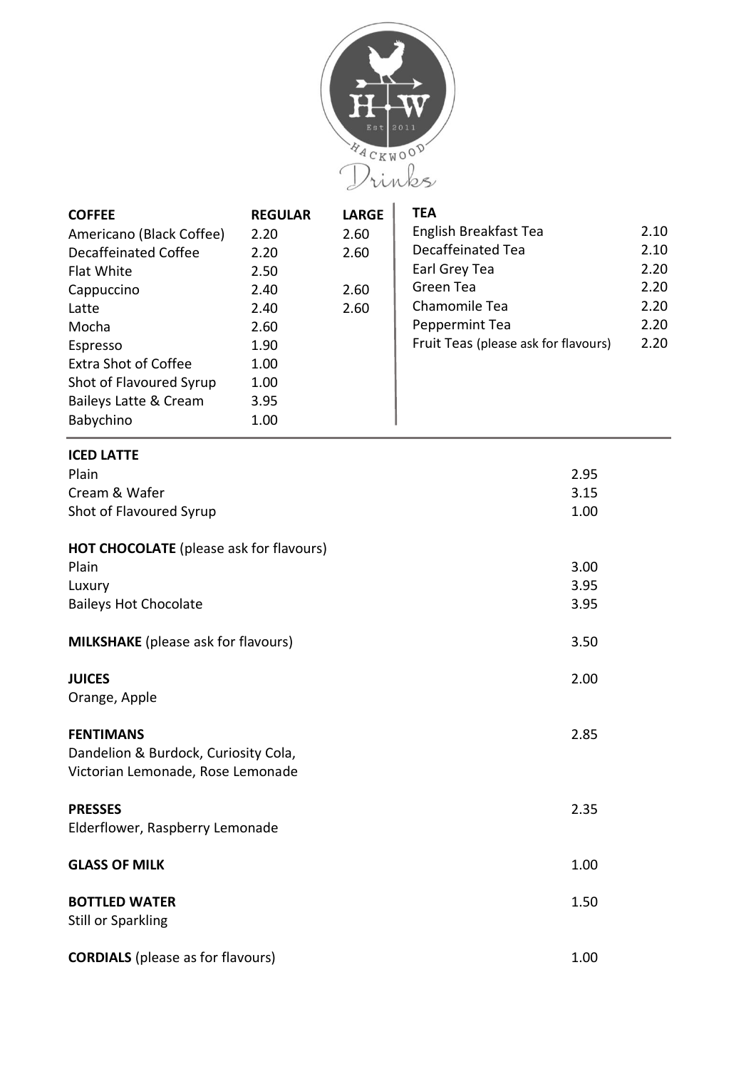HW Est 2011 HACKWOOD

# Drinks

| COFFEE | REGULAR | LARGE |
|---|---|---|
| Americano (Black Coffee) | 2.20 | 2.60 |
| Decaffeinated Coffee | 2.20 | 2.60 |
| Flat White | 2.50 | |
| Cappuccino | 2.40 | 2.60 |
| Latte | 2.40 | 2.60 |
| Mocha | 2.60 | |
| Espresso | 1.90 | |
| Extra Shot of Coffee | 1.00 | |
| Shot of Flavoured Syrup | 1.00 | |
| Baileys Latte & Cream | 3.95 | |
| Babychino | 1.00 | |

| TEA | |
|---|---|
| English Breakfast Tea | 2.10 |
| Decaffeinated Tea | 2.10 |
| Earl Grey Tea | 2.20 |
| Green Tea | 2.20 |
| Chamomile Tea | 2.20 |
| Peppermint Tea | 2.20 |
| Fruit Teas (please ask for flavours) | 2.20 |

**ICED LATTE**

| | |
|---|---|
| Plain | 2.95 |
| Cream & Wafer | 3.15 |
| Shot of Flavoured Syrup | 1.00 |

**HOT CHOCOLATE** (please ask for flavours)

| | |
|---|---|
| Plain | 3.00 |
| Luxury | 3.95 |
| Baileys Hot Chocolate | 3.95 |

**MILKSHAKE** (please ask for flavours) 3.50

**JUICES** 2.00
Orange, Apple

**FENTIMANS** 2.85
Dandelion & Burdock, Curiosity Cola,
Victorian Lemonade, Rose Lemonade

**PRESSES** 2.35
Elderflower, Raspberry Lemonade

**GLASS OF MILK** 1.00

**BOTTLED WATER** 1.50
Still or Sparkling

**CORDIALS** (please as for flavours) 1.00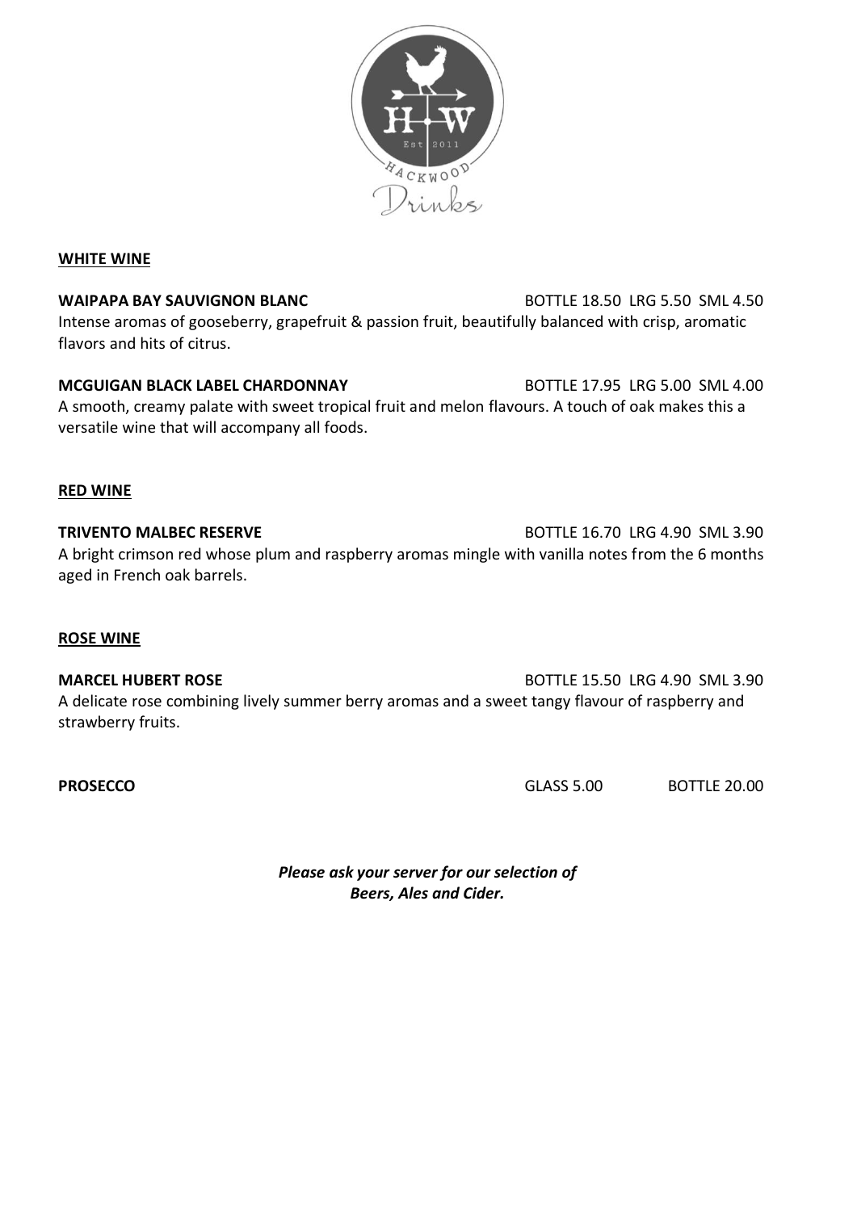HACKWOOD

Est 2011

Drinks

## WHITE WINE

**WAIPAPA BAY SAUVIGNON BLANC** BOTTLE 18.50 LRG 5.50 SML 4.50

Intense aromas of gooseberry, grapefruit & passion fruit, beautifully balanced with crisp, aromatic flavors and hits of citrus.

**MCGUIGAN BLACK LABEL CHARDONNAY** BOTTLE 17.95 LRG 5.00 SML 4.00

A smooth, creamy palate with sweet tropical fruit and melon flavours. A touch of oak makes this a versatile wine that will accompany all foods.

## RED WINE

**TRIVENTO MALBEC RESERVE** BOTTLE 16.70 LRG 4.90 SML 3.90

A bright crimson red whose plum and raspberry aromas mingle with vanilla notes from the 6 months aged in French oak barrels.

## ROSE WINE

**MARCEL HUBERT ROSE** BOTTLE 15.50 LRG 4.90 SML 3.90

A delicate rose combining lively summer berry aromas and a sweet tangy flavour of raspberry and strawberry fruits.

**PROSECCO** GLASS 5.00 BOTTLE 20.00

***Please ask your server for our selection of Beers, Ales and Cider.***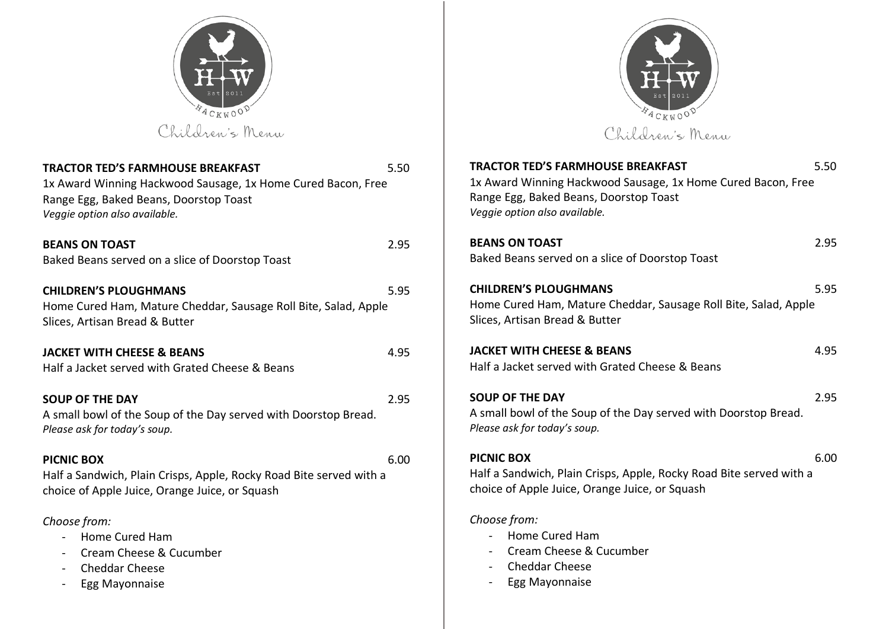HACKWOOD Est 2011

# Children's Menu

**TRACTOR TED'S FARMHOUSE BREAKFAST** 5.50
1x Award Winning Hackwood Sausage, 1x Home Cured Bacon, Free Range Egg, Baked Beans, Doorstop Toast
*Veggie option also available.*

**BEANS ON TOAST** 2.95
Baked Beans served on a slice of Doorstop Toast

**CHILDREN'S PLOUGHMANS** 5.95
Home Cured Ham, Mature Cheddar, Sausage Roll Bite, Salad, Apple Slices, Artisan Bread & Butter

**JACKET WITH CHEESE & BEANS** 4.95
Half a Jacket served with Grated Cheese & Beans

**SOUP OF THE DAY** 2.95
A small bowl of the Soup of the Day served with Doorstop Bread.
*Please ask for today's soup.*

**PICNIC BOX** 6.00
Half a Sandwich, Plain Crisps, Apple, Rocky Road Bite served with a choice of Apple Juice, Orange Juice, or Squash

*Choose from:*

- Home Cured Ham
- Cream Cheese & Cucumber
- Cheddar Cheese
- Egg Mayonnaise

HACKWOOD Est 2011

# Children's Menu

**TRACTOR TED'S FARMHOUSE BREAKFAST** 5.50
1x Award Winning Hackwood Sausage, 1x Home Cured Bacon, Free Range Egg, Baked Beans, Doorstop Toast
*Veggie option also available.*

**BEANS ON TOAST** 2.95
Baked Beans served on a slice of Doorstop Toast

**CHILDREN'S PLOUGHMANS** 5.95
Home Cured Ham, Mature Cheddar, Sausage Roll Bite, Salad, Apple Slices, Artisan Bread & Butter

**JACKET WITH CHEESE & BEANS** 4.95
Half a Jacket served with Grated Cheese & Beans

**SOUP OF THE DAY** 2.95
A small bowl of the Soup of the Day served with Doorstop Bread.
*Please ask for today's soup.*

**PICNIC BOX** 6.00
Half a Sandwich, Plain Crisps, Apple, Rocky Road Bite served with a choice of Apple Juice, Orange Juice, or Squash

*Choose from:*

- Home Cured Ham
- Cream Cheese & Cucumber
- Cheddar Cheese
- Egg Mayonnaise